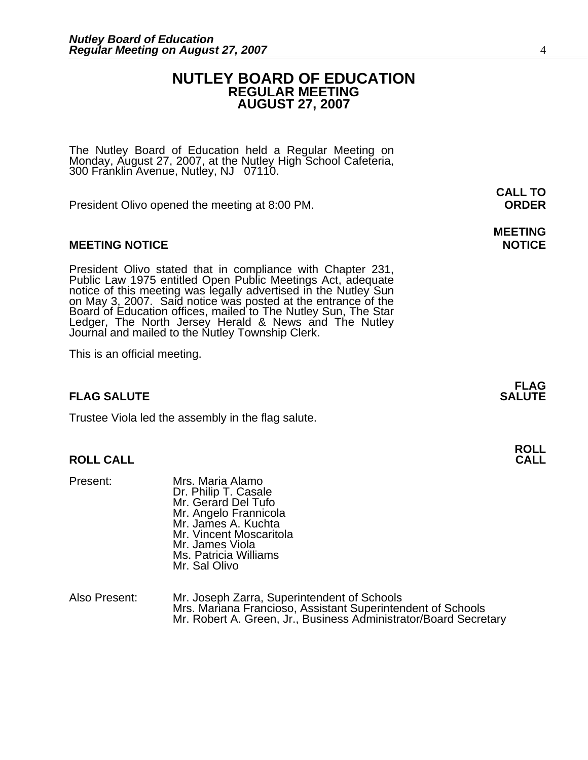# NUTLEY BOARD OF EDUCATION
## REGULAR MEETING
## AUGUST 27, 2007

The Nutley Board of Education held a Regular Meeting on Monday, August 27, 2007, at the Nutley High School Cafeteria, 300 Franklin Avenue, Nutley, NJ 07110.

**CALL TO ORDER**

President Olivo opened the meeting at 8:00 PM.

**MEETING NOTICE**

President Olivo stated that in compliance with Chapter 231, Public Law 1975 entitled Open Public Meetings Act, adequate notice of this meeting was legally advertised in the Nutley Sun on May 3, 2007. Said notice was posted at the entrance of the Board of Education offices, mailed to The Nutley Sun, The Star Ledger, The North Jersey Herald & News and The Nutley Journal and mailed to the Nutley Township Clerk.

This is an official meeting.

**FLAG SALUTE**

Trustee Viola led the assembly in the flag salute.

**ROLL CALL**

Present:
Mrs. Maria Alamo
Dr. Philip T. Casale
Mr. Gerard Del Tufo
Mr. Angelo Frannicola
Mr. James A. Kuchta
Mr. Vincent Moscaritola
Mr. James Viola
Ms. Patricia Williams
Mr. Sal Olivo

Also Present:
Mr. Joseph Zarra, Superintendent of Schools
Mrs. Mariana Francioso, Assistant Superintendent of Schools
Mr. Robert A. Green, Jr., Business Administrator/Board Secretary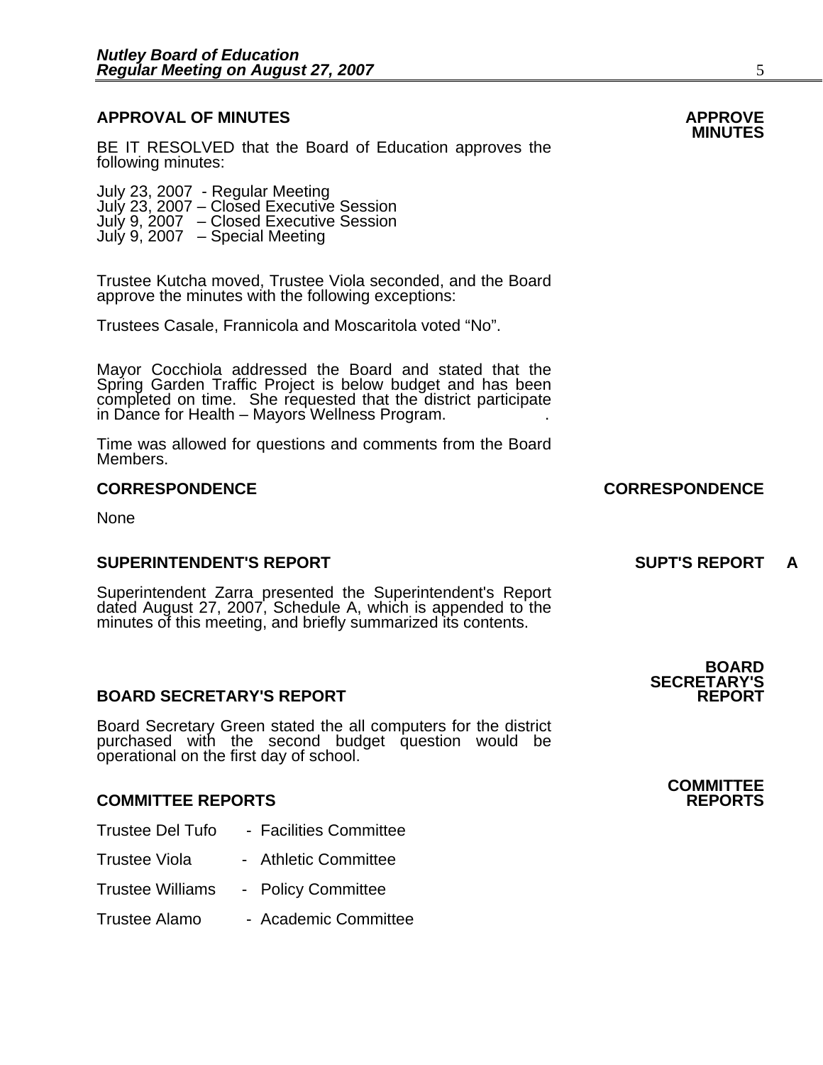## APPROVAL OF MINUTES

**APPROVE MINUTES**

BE IT RESOLVED that the Board of Education approves the following minutes:

July 23, 2007 - Regular Meeting
July 23, 2007 – Closed Executive Session
July 9, 2007 – Closed Executive Session
July 9, 2007 – Special Meeting

Trustee Kutcha moved, Trustee Viola seconded, and the Board approve the minutes with the following exceptions:

Trustees Casale, Frannicola and Moscaritola voted "No".

Mayor Cocchiola addressed the Board and stated that the Spring Garden Traffic Project is below budget and has been completed on time. She requested that the district participate in Dance for Health – Mayors Wellness Program. .

Time was allowed for questions and comments from the Board Members.

## CORRESPONDENCE

**CORRESPONDENCE**

None

## SUPERINTENDENT'S REPORT

**SUPT'S REPORT A**

Superintendent Zarra presented the Superintendent's Report dated August 27, 2007, Schedule A, which is appended to the minutes of this meeting, and briefly summarized its contents.

## BOARD SECRETARY'S REPORT

**BOARD SECRETARY'S REPORT**

Board Secretary Green stated the all computers for the district purchased with the second budget question would be operational on the first day of school.

## COMMITTEE REPORTS

**COMMITTEE REPORTS**

Trustee Del Tufo - Facilities Committee

Trustee Viola - Athletic Committee

Trustee Williams - Policy Committee

Trustee Alamo - Academic Committee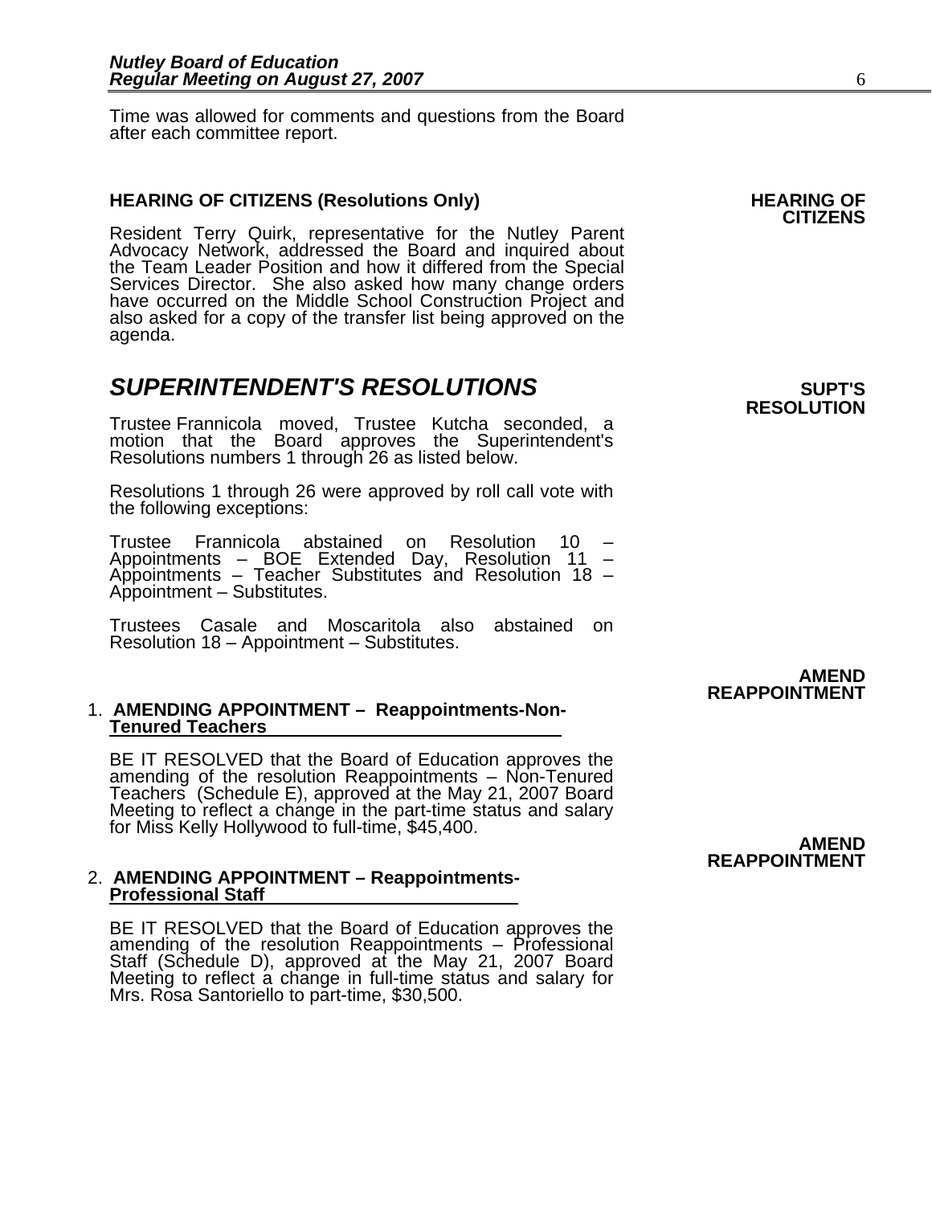Time was allowed for comments and questions from the Board after each committee report.

**HEARING OF CITIZENS (Resolutions Only)**

**HEARING OF CITIZENS**

Resident Terry Quirk, representative for the Nutley Parent Advocacy Network, addressed the Board and inquired about the Team Leader Position and how it differed from the Special Services Director. She also asked how many change orders have occurred on the Middle School Construction Project and also asked for a copy of the transfer list being approved on the agenda.

## *SUPERINTENDENT'S RESOLUTIONS*

**SUPT'S RESOLUTION**

Trustee Frannicola moved, Trustee Kutcha seconded, a motion that the Board approves the Superintendent's Resolutions numbers 1 through 26 as listed below.

Resolutions 1 through 26 were approved by roll call vote with the following exceptions:

Trustee Frannicola abstained on Resolution 10 – Appointments – BOE Extended Day, Resolution 11 – Appointments – Teacher Substitutes and Resolution 18 – Appointment – Substitutes.

Trustees Casale and Moscaritola also abstained on Resolution 18 – Appointment – Substitutes.

**AMEND REAPPOINTMENT**

1. **AMENDING APPOINTMENT – Reappointments-Non-Tenured Teachers**

   BE IT RESOLVED that the Board of Education approves the amending of the resolution Reappointments – Non-Tenured Teachers (Schedule E), approved at the May 21, 2007 Board Meeting to reflect a change in the part-time status and salary for Miss Kelly Hollywood to full-time, $45,400.

**AMEND REAPPOINTMENT**

2. **AMENDING APPOINTMENT – Reappointments-Professional Staff**

   BE IT RESOLVED that the Board of Education approves the amending of the resolution Reappointments – Professional Staff (Schedule D), approved at the May 21, 2007 Board Meeting to reflect a change in full-time status and salary for Mrs. Rosa Santoriello to part-time, $30,500.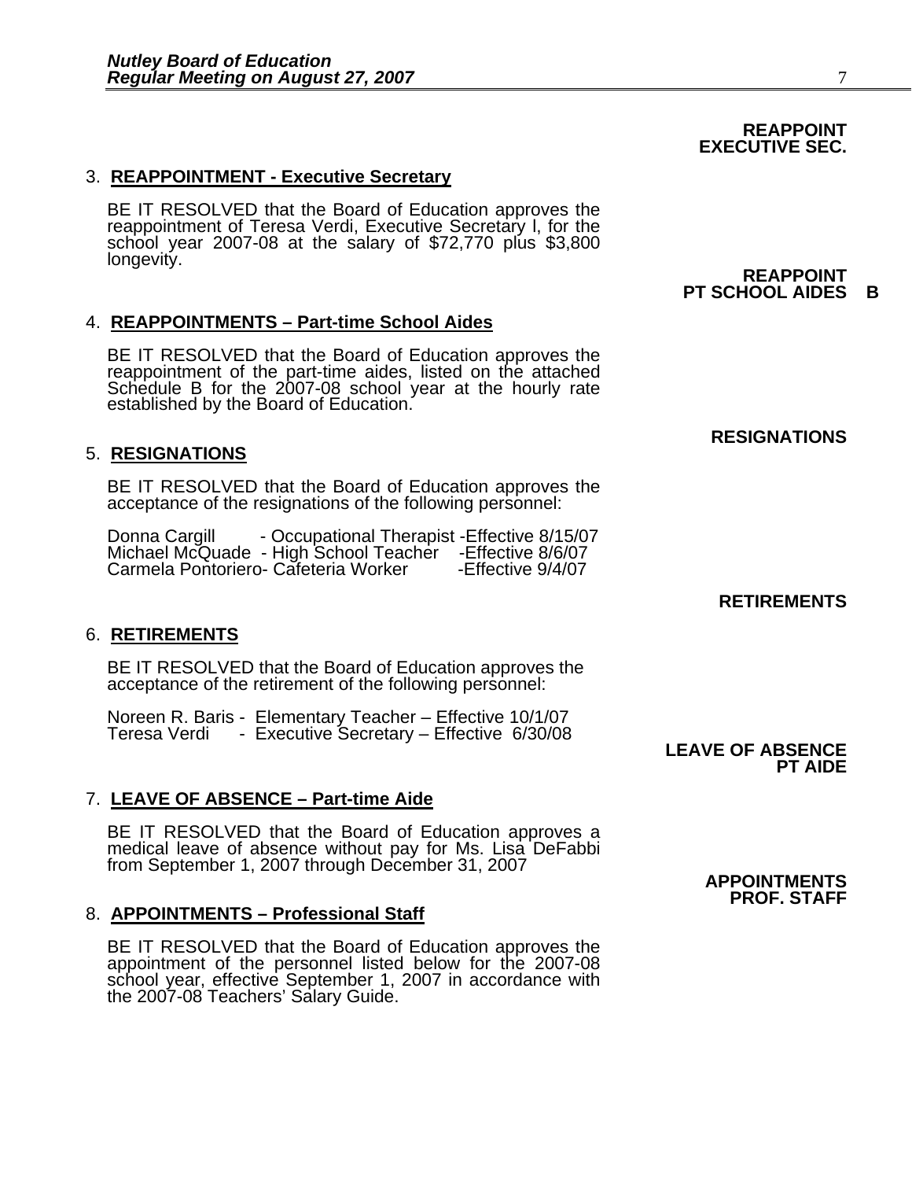**REAPPOINT EXECUTIVE SEC.**

3. **REAPPOINTMENT - Executive Secretary**

BE IT RESOLVED that the Board of Education approves the reappointment of Teresa Verdi, Executive Secretary l, for the school year 2007-08 at the salary of $72,770 plus $3,800 longevity.

**REAPPOINT PT SCHOOL AIDES B**

4. **REAPPOINTMENTS – Part-time School Aides**

BE IT RESOLVED that the Board of Education approves the reappointment of the part-time aides, listed on the attached Schedule B for the 2007-08 school year at the hourly rate established by the Board of Education.

**RESIGNATIONS**

5. **RESIGNATIONS**

BE IT RESOLVED that the Board of Education approves the acceptance of the resignations of the following personnel:

Donna Cargill - Occupational Therapist -Effective 8/15/07
Michael McQuade - High School Teacher -Effective 8/6/07
Carmela Pontoriero- Cafeteria Worker -Effective 9/4/07

**RETIREMENTS**

6. **RETIREMENTS**

BE IT RESOLVED that the Board of Education approves the acceptance of the retirement of the following personnel:

Noreen R. Baris - Elementary Teacher – Effective 10/1/07
Teresa Verdi - Executive Secretary – Effective 6/30/08

**LEAVE OF ABSENCE PT AIDE**

7. **LEAVE OF ABSENCE – Part-time Aide**

BE IT RESOLVED that the Board of Education approves a medical leave of absence without pay for Ms. Lisa DeFabbi from September 1, 2007 through December 31, 2007

**APPOINTMENTS PROF. STAFF**

8. **APPOINTMENTS – Professional Staff**

BE IT RESOLVED that the Board of Education approves the appointment of the personnel listed below for the 2007-08 school year, effective September 1, 2007 in accordance with the 2007-08 Teachers' Salary Guide.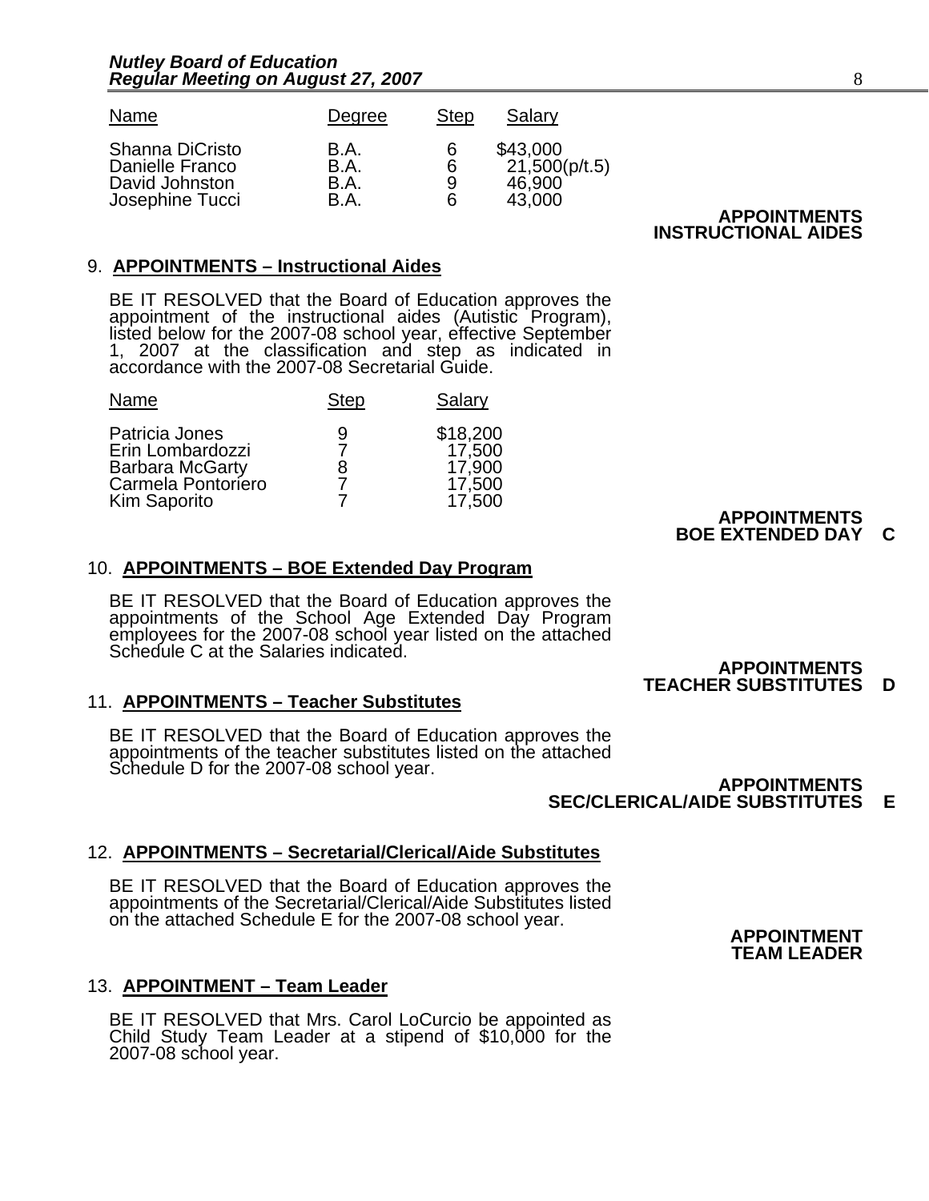| Name | Degree | Step | Salary |
|---|---|---|---|
| Shanna DiCristo | B.A. | 6 | $43,000 |
| Danielle Franco | B.A. | 6 | 21,500(p/t.5) |
| David Johnston | B.A. | 9 | 46,900 |
| Josephine Tucci | B.A. | 6 | 43,000 |

**APPOINTMENTS INSTRUCTIONAL AIDES**

9. **APPOINTMENTS – Instructional Aides**

BE IT RESOLVED that the Board of Education approves the appointment of the instructional aides (Autistic Program), listed below for the 2007-08 school year, effective September 1, 2007 at the classification and step as indicated in accordance with the 2007-08 Secretarial Guide.

| Name | Step | Salary |
|---|---|---|
| Patricia Jones | 9 | $18,200 |
| Erin Lombardozzi | 7 | 17,500 |
| Barbara McGarty | 8 | 17,900 |
| Carmela Pontoriero | 7 | 17,500 |
| Kim Saporito | 7 | 17,500 |

**APPOINTMENTS BOE EXTENDED DAY C**

10. **APPOINTMENTS – BOE Extended Day Program**

BE IT RESOLVED that the Board of Education approves the appointments of the School Age Extended Day Program employees for the 2007-08 school year listed on the attached Schedule C at the Salaries indicated.

**APPOINTMENTS TEACHER SUBSTITUTES D**

11. **APPOINTMENTS – Teacher Substitutes**

BE IT RESOLVED that the Board of Education approves the appointments of the teacher substitutes listed on the attached Schedule D for the 2007-08 school year.

**APPOINTMENTS SEC/CLERICAL/AIDE SUBSTITUTES E**

12. **APPOINTMENTS – Secretarial/Clerical/Aide Substitutes**

BE IT RESOLVED that the Board of Education approves the appointments of the Secretarial/Clerical/Aide Substitutes listed on the attached Schedule E for the 2007-08 school year.

**APPOINTMENT TEAM LEADER**

13. **APPOINTMENT – Team Leader**

BE IT RESOLVED that Mrs. Carol LoCurcio be appointed as Child Study Team Leader at a stipend of $10,000 for the 2007-08 school year.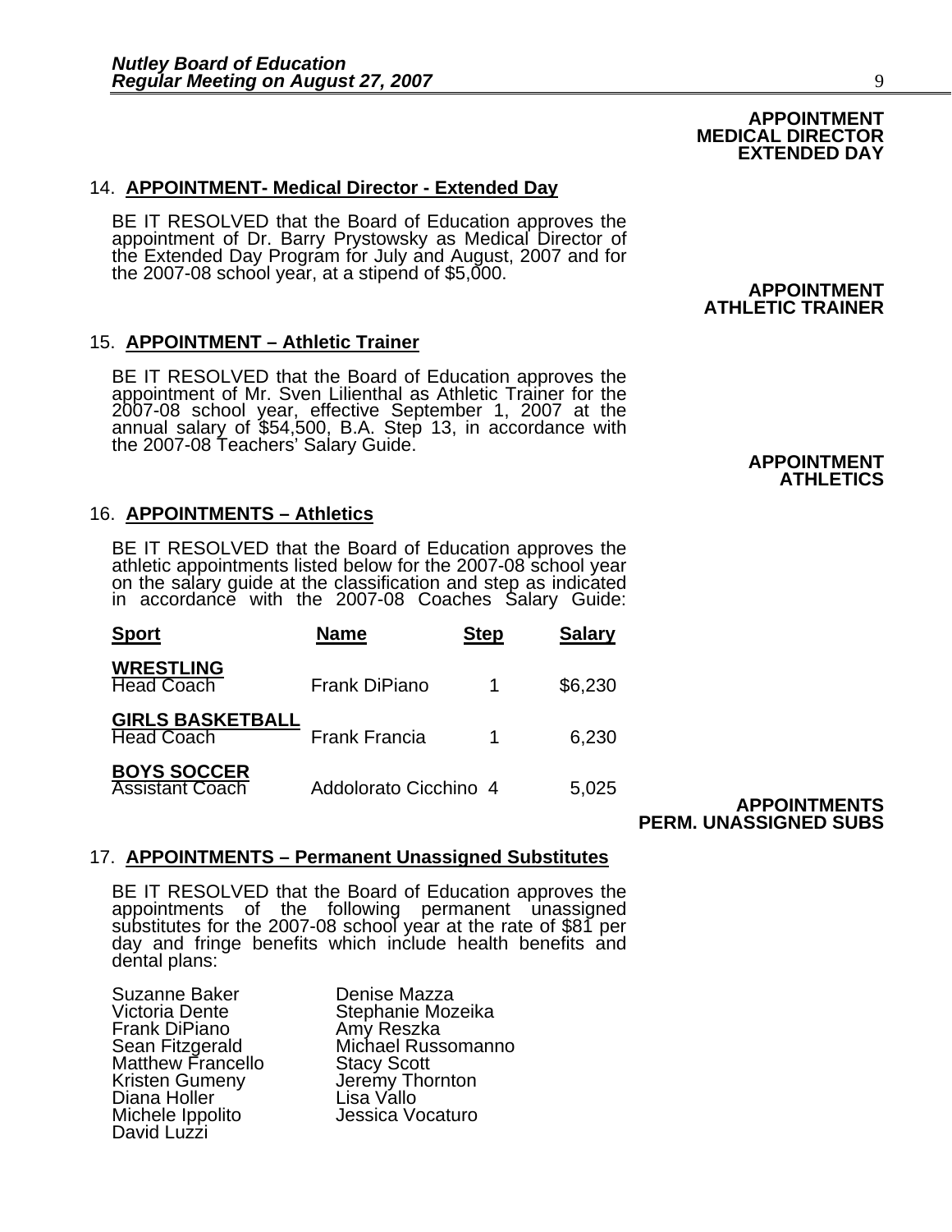**APPOINTMENT MEDICAL DIRECTOR EXTENDED DAY**

14. **APPOINTMENT- Medical Director - Extended Day**

BE IT RESOLVED that the Board of Education approves the appointment of Dr. Barry Prystowsky as Medical Director of the Extended Day Program for July and August, 2007 and for the 2007-08 school year, at a stipend of $5,000.

**APPOINTMENT ATHLETIC TRAINER**

15. **APPOINTMENT – Athletic Trainer**

BE IT RESOLVED that the Board of Education approves the appointment of Mr. Sven Lilienthal as Athletic Trainer for the 2007-08 school year, effective September 1, 2007 at the annual salary of $54,500, B.A. Step 13, in accordance with the 2007-08 Teachers' Salary Guide.

**APPOINTMENT ATHLETICS**

16. **APPOINTMENTS – Athletics**

BE IT RESOLVED that the Board of Education approves the athletic appointments listed below for the 2007-08 school year on the salary guide at the classification and step as indicated in accordance with the 2007-08 Coaches Salary Guide:

| Sport | Name | Step | Salary |
|---|---|---|---|
| **WRESTLING** Head Coach | Frank DiPiano | 1 | $6,230 |
| **GIRLS BASKETBALL** Head Coach | Frank Francia | 1 | 6,230 |
| **BOYS SOCCER** Assistant Coach | Addolorato Cicchino | 4 | 5,025 |

**APPOINTMENTS PERM. UNASSIGNED SUBS**

17. **APPOINTMENTS – Permanent Unassigned Substitutes**

BE IT RESOLVED that the Board of Education approves the appointments of the following permanent unassigned substitutes for the 2007-08 school year at the rate of $81 per day and fringe benefits which include health benefits and dental plans:

| | |
|---|---|
| Suzanne Baker | Denise Mazza |
| Victoria Dente | Stephanie Mozeika |
| Frank DiPiano | Amy Reszka |
| Sean Fitzgerald | Michael Russomanno |
| Matthew Francello | Stacy Scott |
| Kristen Gumeny | Jeremy Thornton |
| Diana Holler | Lisa Vallo |
| Michele Ippolito | Jessica Vocaturo |
| David Luzzi | |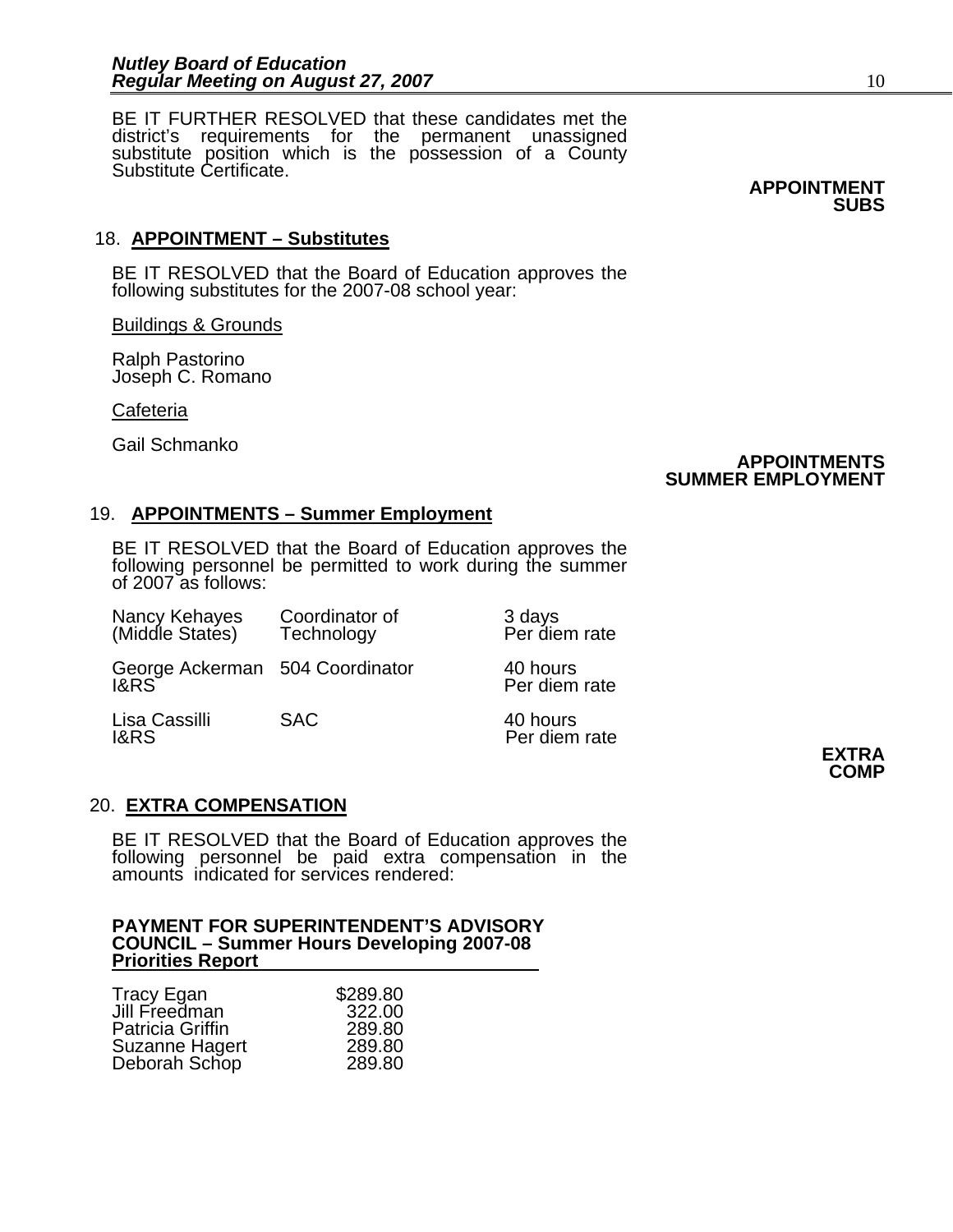BE IT FURTHER RESOLVED that these candidates met the district's requirements for the permanent unassigned substitute position which is the possession of a County Substitute Certificate.

**APPOINTMENT SUBS**

18. **APPOINTMENT – Substitutes**

BE IT RESOLVED that the Board of Education approves the following substitutes for the 2007-08 school year:

Buildings & Grounds

Ralph Pastorino
Joseph C. Romano

Cafeteria

Gail Schmanko

**APPOINTMENTS SUMMER EMPLOYMENT**

19. **APPOINTMENTS – Summer Employment**

BE IT RESOLVED that the Board of Education approves the following personnel be permitted to work during the summer of 2007 as follows:

| | | |
|---|---|---|
| Nancy Kehayes (Middle States) | Coordinator of Technology | 3 days Per diem rate |
| George Ackerman I&RS | 504 Coordinator | 40 hours Per diem rate |
| Lisa Cassilli I&RS | SAC | 40 hours Per diem rate |

**EXTRA COMP**

20. **EXTRA COMPENSATION**

BE IT RESOLVED that the Board of Education approves the following personnel be paid extra compensation in the amounts indicated for services rendered:

**PAYMENT FOR SUPERINTENDENT'S ADVISORY COUNCIL – Summer Hours Developing 2007-08 Priorities Report**

| | |
|---|---|
| Tracy Egan | $289.80 |
| Jill Freedman | 322.00 |
| Patricia Griffin | 289.80 |
| Suzanne Hagert | 289.80 |
| Deborah Schop | 289.80 |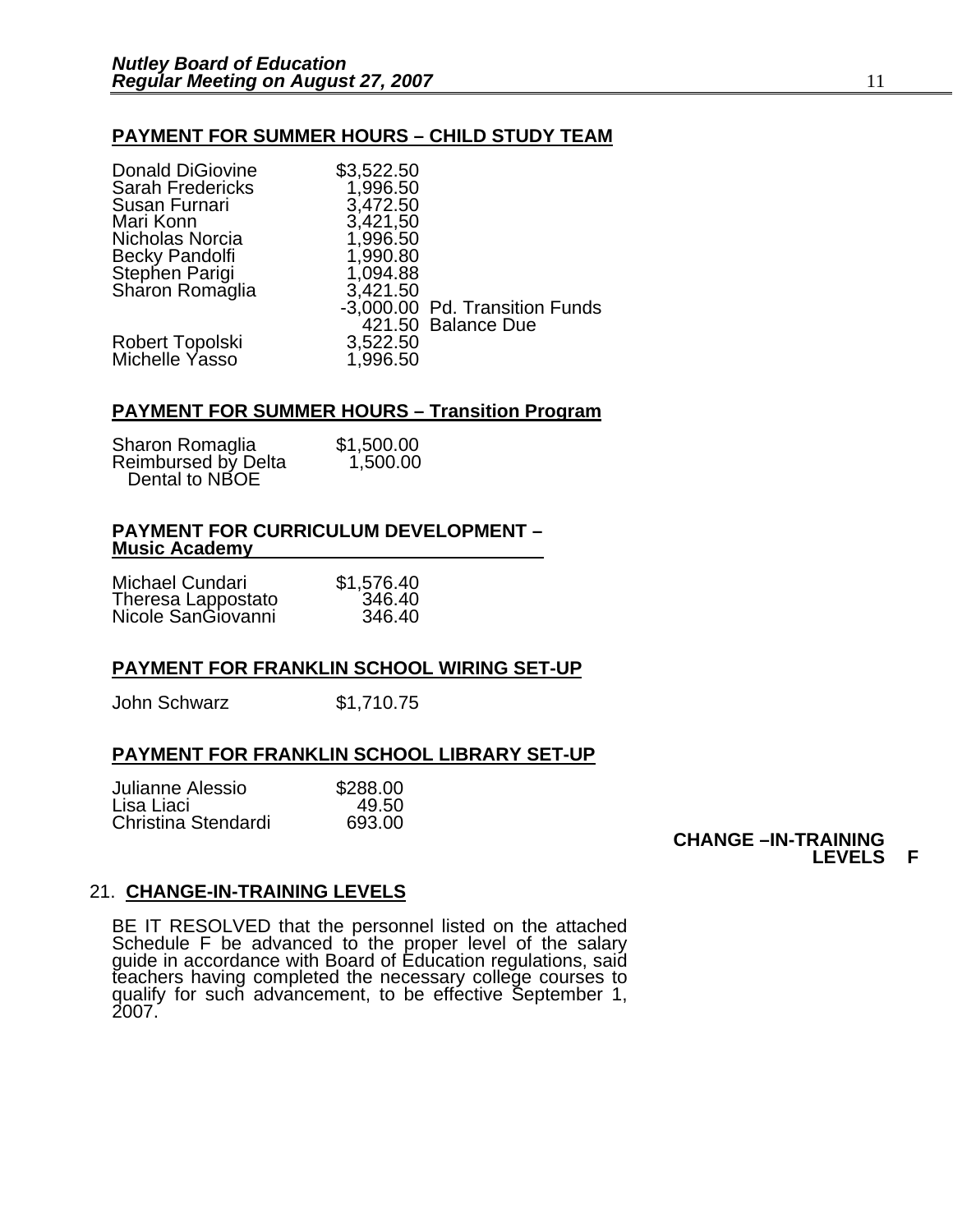## PAYMENT FOR SUMMER HOURS – CHILD STUDY TEAM

| | | |
|---|---|---|
| Donald DiGiovine | $3,522.50 | |
| Sarah Fredericks | 1,996.50 | |
| Susan Furnari | 3,472.50 | |
| Mari Konn | 3,421,50 | |
| Nicholas Norcia | 1,996.50 | |
| Becky Pandolfi | 1,990.80 | |
| Stephen Parigi | 1,094.88 | |
| Sharon Romaglia | 3,421.50 | |
| | -3,000.00 | Pd. Transition Funds |
| | 421.50 | Balance Due |
| Robert Topolski | 3,522.50 | |
| Michelle Yasso | 1,996.50 | |

## PAYMENT FOR SUMMER HOURS – Transition Program

| | |
|---|---|
| Sharon Romaglia | $1,500.00 |
| Reimbursed by Delta Dental to NBOE | 1,500.00 |

## PAYMENT FOR CURRICULUM DEVELOPMENT – Music Academy

| | |
|---|---|
| Michael Cundari | $1,576.40 |
| Theresa Lappostato | 346.40 |
| Nicole SanGiovanni | 346.40 |

## PAYMENT FOR FRANKLIN SCHOOL WIRING SET-UP

| | |
|---|---|
| John Schwarz | $1,710.75 |

## PAYMENT FOR FRANKLIN SCHOOL LIBRARY SET-UP

| | |
|---|---|
| Julianne Alessio | $288.00 |
| Lisa Liaci | 49.50 |
| Christina Stendardi | 693.00 |

**CHANGE –IN-TRAINING LEVELS F**

21. **CHANGE-IN-TRAINING LEVELS**

BE IT RESOLVED that the personnel listed on the attached Schedule F be advanced to the proper level of the salary guide in accordance with Board of Education regulations, said teachers having completed the necessary college courses to qualify for such advancement, to be effective September 1, 2007.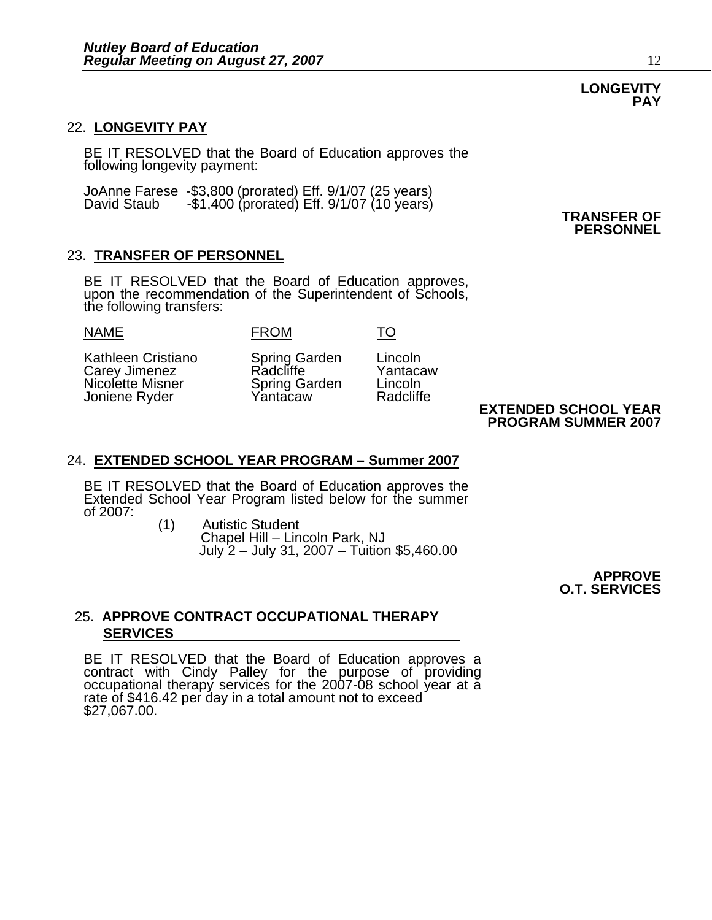**LONGEVITY PAY**

## 22. LONGEVITY PAY

BE IT RESOLVED that the Board of Education approves the following longevity payment:

JoAnne Farese -$3,800 (prorated) Eff. 9/1/07 (25 years)
David Staub -$1,400 (prorated) Eff. 9/1/07 (10 years)

**TRANSFER OF PERSONNEL**

## 23. TRANSFER OF PERSONNEL

BE IT RESOLVED that the Board of Education approves, upon the recommendation of the Superintendent of Schools, the following transfers:

| NAME | FROM | TO |
|---|---|---|
| Kathleen Cristiano | Spring Garden | Lincoln |
| Carey Jimenez | Radcliffe | Yantacaw |
| Nicolette Misner | Spring Garden | Lincoln |
| Joniene Ryder | Yantacaw | Radcliffe |

**EXTENDED SCHOOL YEAR PROGRAM SUMMER 2007**

## 24. EXTENDED SCHOOL YEAR PROGRAM – Summer 2007

BE IT RESOLVED that the Board of Education approves the Extended School Year Program listed below for the summer of 2007:

(1) Autistic Student
Chapel Hill – Lincoln Park, NJ
July 2 – July 31, 2007 – Tuition $5,460.00

**APPROVE O.T. SERVICES**

## 25. APPROVE CONTRACT OCCUPATIONAL THERAPY SERVICES

BE IT RESOLVED that the Board of Education approves a contract with Cindy Palley for the purpose of providing occupational therapy services for the 2007-08 school year at a rate of $416.42 per day in a total amount not to exceed $27,067.00.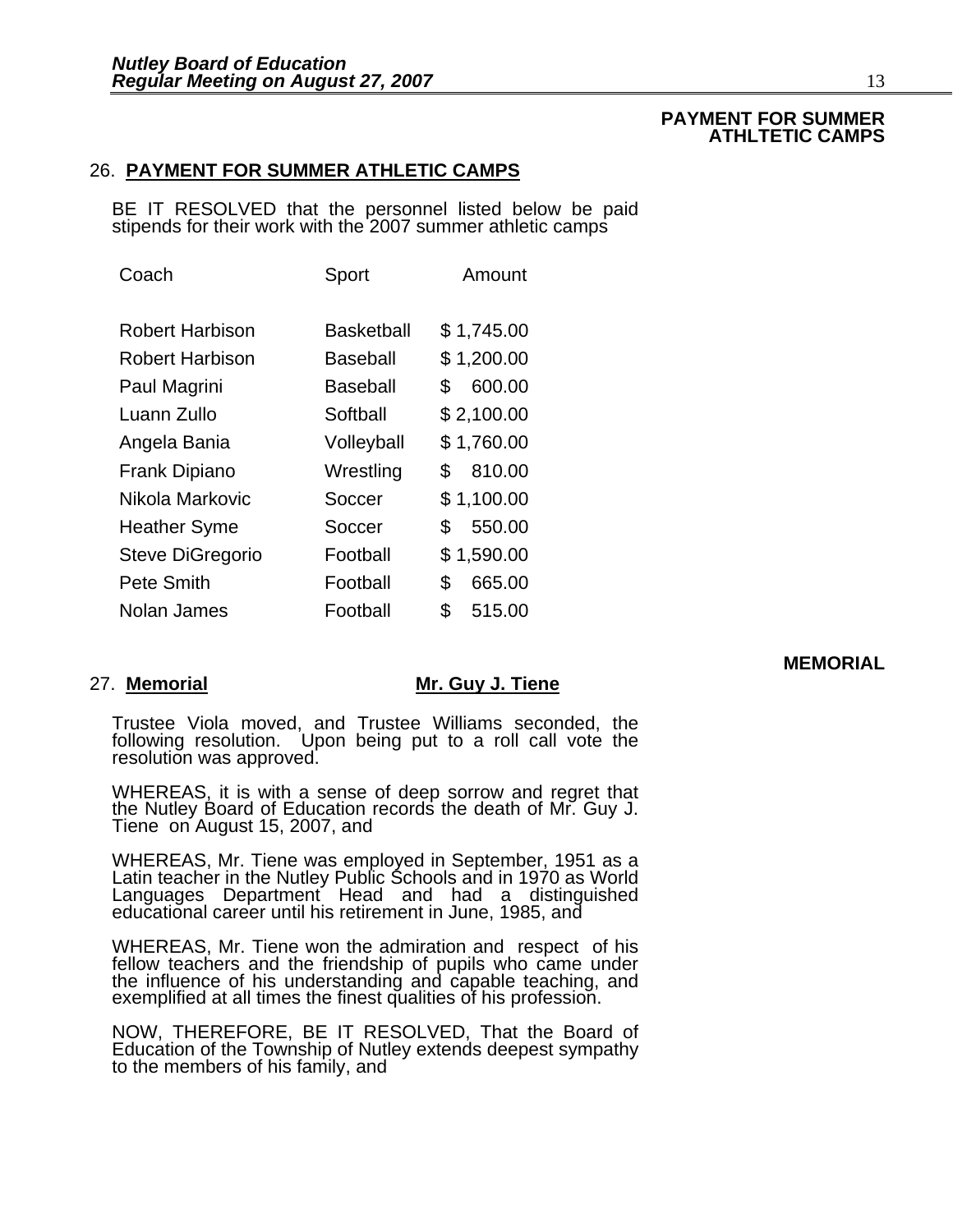**PAYMENT FOR SUMMER ATHLTETIC CAMPS**

26. **PAYMENT FOR SUMMER ATHLETIC CAMPS**

BE IT RESOLVED that the personnel listed below be paid stipends for their work with the 2007 summer athletic camps

| Coach | Sport | Amount |
|---|---|---|
| Robert Harbison | Basketball | $ 1,745.00 |
| Robert Harbison | Baseball | $ 1,200.00 |
| Paul Magrini | Baseball | $ 600.00 |
| Luann Zullo | Softball | $ 2,100.00 |
| Angela Bania | Volleyball | $ 1,760.00 |
| Frank Dipiano | Wrestling | $ 810.00 |
| Nikola Markovic | Soccer | $ 1,100.00 |
| Heather Syme | Soccer | $ 550.00 |
| Steve DiGregorio | Football | $ 1,590.00 |
| Pete Smith | Football | $ 665.00 |
| Nolan James | Football | $ 515.00 |

**MEMORIAL**

27. **Memorial** **Mr. Guy J. Tiene**

Trustee Viola moved, and Trustee Williams seconded, the following resolution. Upon being put to a roll call vote the resolution was approved.

WHEREAS, it is with a sense of deep sorrow and regret that the Nutley Board of Education records the death of Mr. Guy J. Tiene on August 15, 2007, and

WHEREAS, Mr. Tiene was employed in September, 1951 as a Latin teacher in the Nutley Public Schools and in 1970 as World Languages Department Head and had a distinguished educational career until his retirement in June, 1985, and

WHEREAS, Mr. Tiene won the admiration and respect of his fellow teachers and the friendship of pupils who came under the influence of his understanding and capable teaching, and exemplified at all times the finest qualities of his profession.

NOW, THEREFORE, BE IT RESOLVED, That the Board of Education of the Township of Nutley extends deepest sympathy to the members of his family, and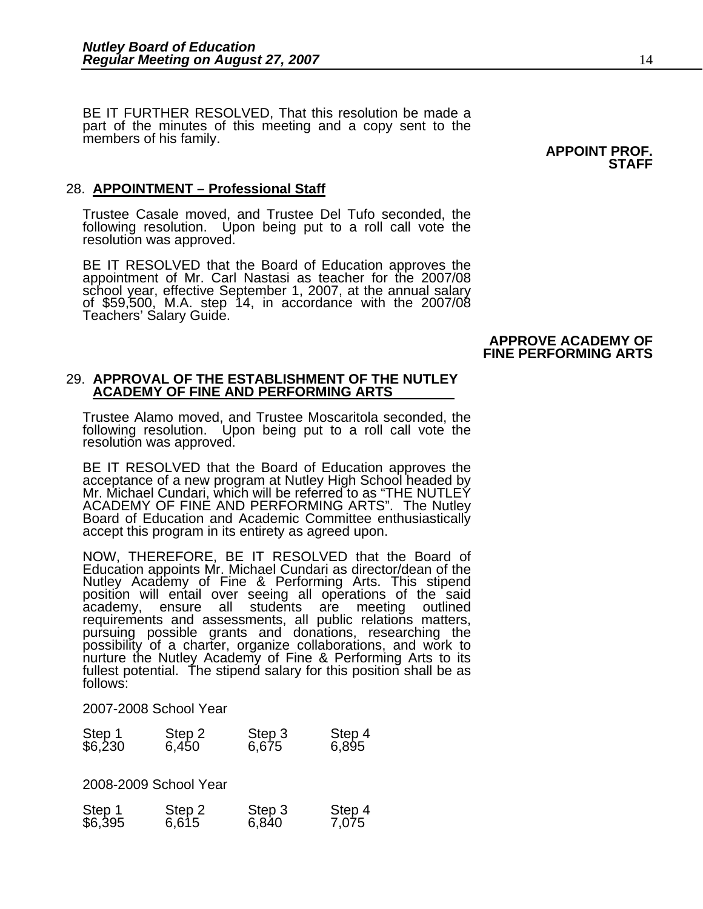BE IT FURTHER RESOLVED, That this resolution be made a part of the minutes of this meeting and a copy sent to the members of his family.

**APPOINT PROF. STAFF**

28. **APPOINTMENT – Professional Staff**

Trustee Casale moved, and Trustee Del Tufo seconded, the following resolution. Upon being put to a roll call vote the resolution was approved.

BE IT RESOLVED that the Board of Education approves the appointment of Mr. Carl Nastasi as teacher for the 2007/08 school year, effective September 1, 2007, at the annual salary of $59,500, M.A. step 14, in accordance with the 2007/08 Teachers' Salary Guide.

**APPROVE ACADEMY OF FINE PERFORMING ARTS**

29. **APPROVAL OF THE ESTABLISHMENT OF THE NUTLEY ACADEMY OF FINE AND PERFORMING ARTS**

Trustee Alamo moved, and Trustee Moscaritola seconded, the following resolution. Upon being put to a roll call vote the resolution was approved.

BE IT RESOLVED that the Board of Education approves the acceptance of a new program at Nutley High School headed by Mr. Michael Cundari, which will be referred to as "THE NUTLEY ACADEMY OF FINE AND PERFORMING ARTS". The Nutley Board of Education and Academic Committee enthusiastically accept this program in its entirety as agreed upon.

NOW, THEREFORE, BE IT RESOLVED that the Board of Education appoints Mr. Michael Cundari as director/dean of the Nutley Academy of Fine & Performing Arts. This stipend position will entail over seeing all operations of the said academy, ensure all students are meeting outlined requirements and assessments, all public relations matters, pursuing possible grants and donations, researching the possibility of a charter, organize collaborations, and work to nurture the Nutley Academy of Fine & Performing Arts to its fullest potential. The stipend salary for this position shall be as follows:

2007-2008 School Year

| Step 1 | Step 2 | Step 3 | Step 4 |
|---|---|---|---|
| $6,230 | 6,450 | 6,675 | 6,895 |

2008-2009 School Year

| Step 1 | Step 2 | Step 3 | Step 4 |
|---|---|---|---|
| $6,395 | 6,615 | 6,840 | 7,075 |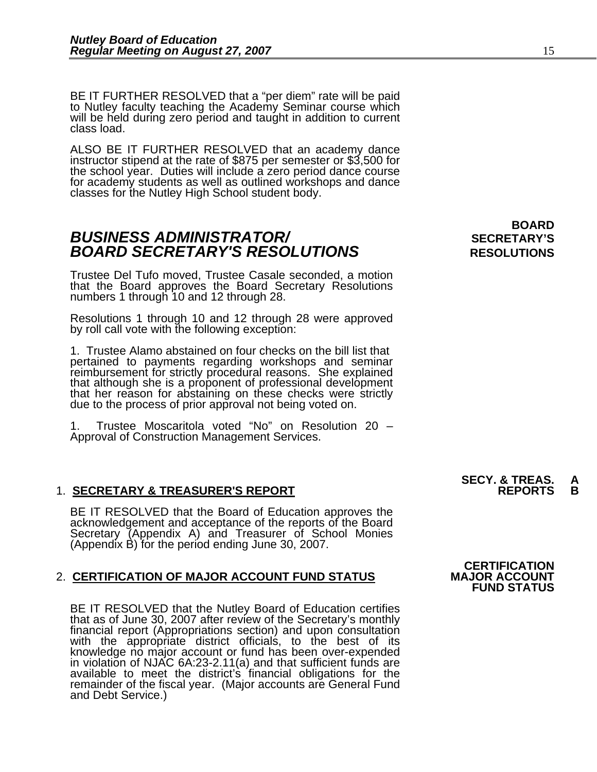BE IT FURTHER RESOLVED that a "per diem" rate will be paid to Nutley faculty teaching the Academy Seminar course which will be held during zero period and taught in addition to current class load.

ALSO BE IT FURTHER RESOLVED that an academy dance instructor stipend at the rate of $875 per semester or $3,500 for the school year. Duties will include a zero period dance course for academy students as well as outlined workshops and dance classes for the Nutley High School student body.

## *BUSINESS ADMINISTRATOR/ BOARD SECRETARY'S RESOLUTIONS*

**BOARD SECRETARY'S RESOLUTIONS**

Trustee Del Tufo moved, Trustee Casale seconded, a motion that the Board approves the Board Secretary Resolutions numbers 1 through 10 and 12 through 28.

Resolutions 1 through 10 and 12 through 28 were approved by roll call vote with the following exception:

1. Trustee Alamo abstained on four checks on the bill list that pertained to payments regarding workshops and seminar reimbursement for strictly procedural reasons. She explained that although she is a proponent of professional development that her reason for abstaining on these checks were strictly due to the process of prior approval not being voted on.

1. Trustee Moscaritola voted "No" on Resolution 20 – Approval of Construction Management Services.

1. **SECRETARY & TREASURER'S REPORT**

**SECY. & TREAS. REPORTS A B**

BE IT RESOLVED that the Board of Education approves the acknowledgement and acceptance of the reports of the Board Secretary (Appendix A) and Treasurer of School Monies (Appendix B) for the period ending June 30, 2007.

2. **CERTIFICATION OF MAJOR ACCOUNT FUND STATUS**

**CERTIFICATION MAJOR ACCOUNT FUND STATUS**

BE IT RESOLVED that the Nutley Board of Education certifies that as of June 30, 2007 after review of the Secretary's monthly financial report (Appropriations section) and upon consultation with the appropriate district officials, to the best of its knowledge no major account or fund has been over-expended in violation of NJAC 6A:23-2.11(a) and that sufficient funds are available to meet the district's financial obligations for the remainder of the fiscal year. (Major accounts are General Fund and Debt Service.)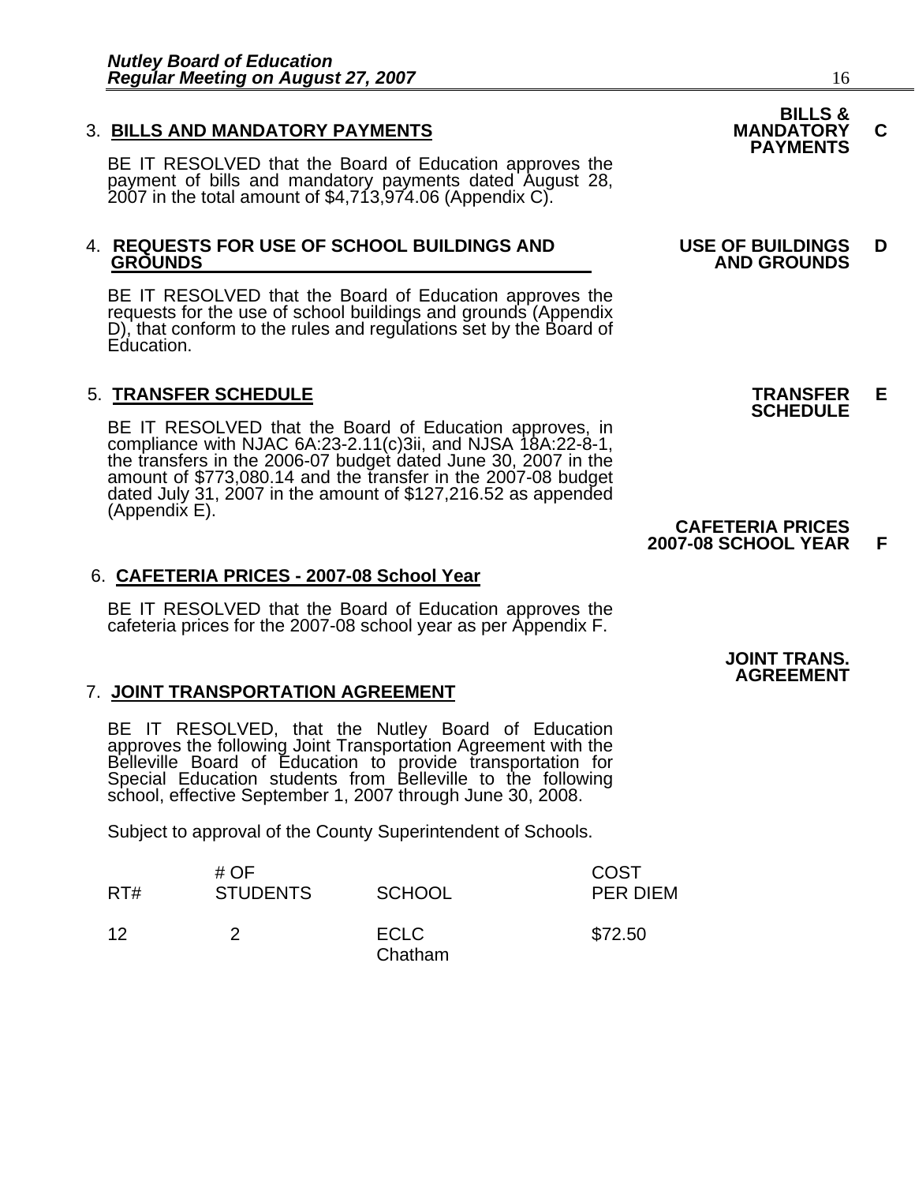3. **BILLS AND MANDATORY PAYMENTS**

**BILLS & MANDATORY PAYMENTS C**

BE IT RESOLVED that the Board of Education approves the payment of bills and mandatory payments dated August 28, 2007 in the total amount of $4,713,974.06 (Appendix C).

4. **REQUESTS FOR USE OF SCHOOL BUILDINGS AND GROUNDS**

**USE OF BUILDINGS AND GROUNDS D**

BE IT RESOLVED that the Board of Education approves the requests for the use of school buildings and grounds (Appendix D), that conform to the rules and regulations set by the Board of Education.

5. **TRANSFER SCHEDULE**

**TRANSFER SCHEDULE E**

BE IT RESOLVED that the Board of Education approves, in compliance with NJAC 6A:23-2.11(c)3ii, and NJSA 18A:22-8-1, the transfers in the 2006-07 budget dated June 30, 2007 in the amount of $773,080.14 and the transfer in the 2007-08 budget dated July 31, 2007 in the amount of $127,216.52 as appended (Appendix E).

**CAFETERIA PRICES 2007-08 SCHOOL YEAR F**

6. **CAFETERIA PRICES - 2007-08 School Year**

BE IT RESOLVED that the Board of Education approves the cafeteria prices for the 2007-08 school year as per Appendix F.

**JOINT TRANS. AGREEMENT**

7. **JOINT TRANSPORTATION AGREEMENT**

BE IT RESOLVED, that the Nutley Board of Education approves the following Joint Transportation Agreement with the Belleville Board of Education to provide transportation for Special Education students from Belleville to the following school, effective September 1, 2007 through June 30, 2008.

Subject to approval of the County Superintendent of Schools.

| RT# | # OF STUDENTS | SCHOOL | COST PER DIEM |
|---|---|---|---|
| 12 | 2 | ECLC Chatham | $72.50 |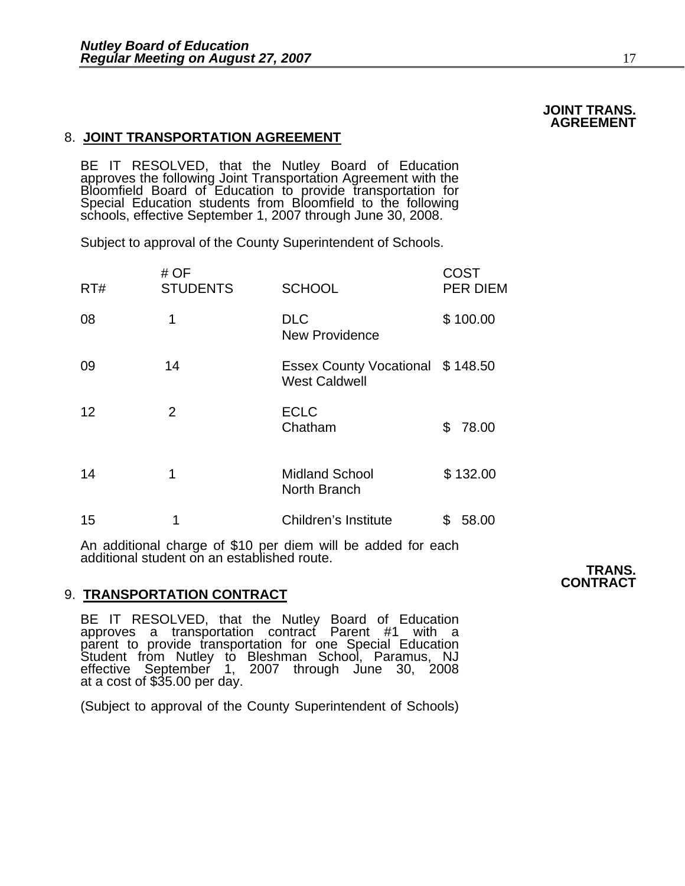**JOINT TRANS. AGREEMENT**

8. **JOINT TRANSPORTATION AGREEMENT**

BE IT RESOLVED, that the Nutley Board of Education approves the following Joint Transportation Agreement with the Bloomfield Board of Education to provide transportation for Special Education students from Bloomfield to the following schools, effective September 1, 2007 through June 30, 2008.

Subject to approval of the County Superintendent of Schools.

| RT# | # OF STUDENTS | SCHOOL | COST PER DIEM |
|---|---|---|---|
| 08 | 1 | DLC New Providence | $ 100.00 |
| 09 | 14 | Essex County Vocational West Caldwell | $ 148.50 |
| 12 | 2 | ECLC Chatham | $ 78.00 |
| 14 | 1 | Midland School North Branch | $ 132.00 |
| 15 | 1 | Children's Institute | $ 58.00 |

An additional charge of $10 per diem will be added for each additional student on an established route.

**TRANS. CONTRACT**

9. **TRANSPORTATION CONTRACT**

BE IT RESOLVED, that the Nutley Board of Education approves a transportation contract Parent #1 with a parent to provide transportation for one Special Education Student from Nutley to Bleshman School, Paramus, NJ effective September 1, 2007 through June 30, 2008 at a cost of $35.00 per day.

(Subject to approval of the County Superintendent of Schools)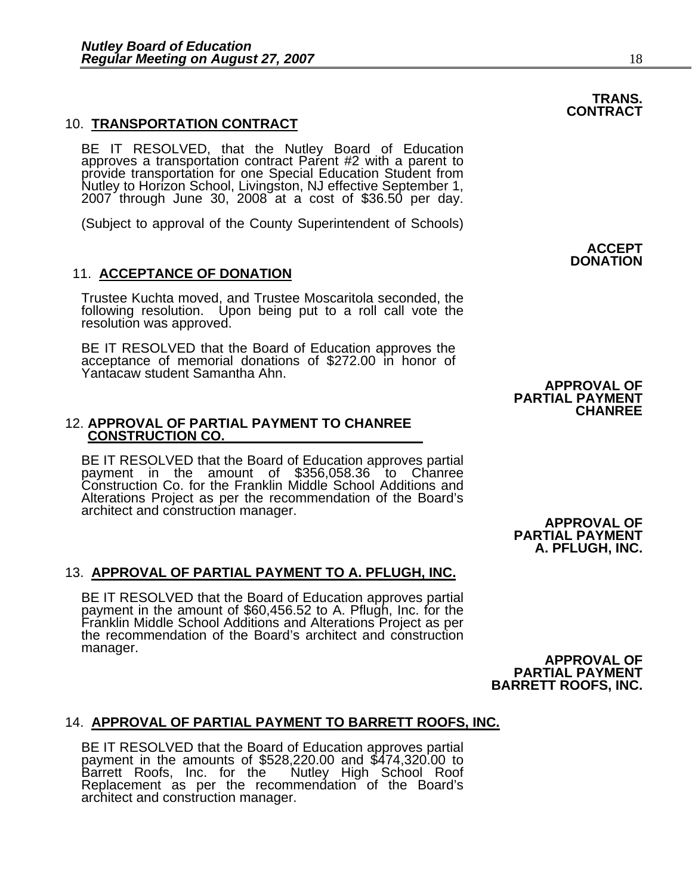**TRANS. CONTRACT**

10. **TRANSPORTATION CONTRACT**

BE IT RESOLVED, that the Nutley Board of Education approves a transportation contract Parent #2 with a parent to provide transportation for one Special Education Student from Nutley to Horizon School, Livingston, NJ effective September 1, 2007 through June 30, 2008 at a cost of $36.50 per day.

(Subject to approval of the County Superintendent of Schools)

**ACCEPT DONATION**

11. **ACCEPTANCE OF DONATION**

Trustee Kuchta moved, and Trustee Moscaritola seconded, the following resolution. Upon being put to a roll call vote the resolution was approved.

BE IT RESOLVED that the Board of Education approves the acceptance of memorial donations of $272.00 in honor of Yantacaw student Samantha Ahn.

**APPROVAL OF PARTIAL PAYMENT CHANREE**

12. **APPROVAL OF PARTIAL PAYMENT TO CHANREE CONSTRUCTION CO.**

BE IT RESOLVED that the Board of Education approves partial payment in the amount of $356,058.36 to Chanree Construction Co. for the Franklin Middle School Additions and Alterations Project as per the recommendation of the Board's architect and construction manager.

**APPROVAL OF PARTIAL PAYMENT A. PFLUGH, INC.**

13. **APPROVAL OF PARTIAL PAYMENT TO A. PFLUGH, INC.**

BE IT RESOLVED that the Board of Education approves partial payment in the amount of $60,456.52 to A. Pflugh, Inc. for the Franklin Middle School Additions and Alterations Project as per the recommendation of the Board's architect and construction manager.

**APPROVAL OF PARTIAL PAYMENT BARRETT ROOFS, INC.**

14. **APPROVAL OF PARTIAL PAYMENT TO BARRETT ROOFS, INC.**

BE IT RESOLVED that the Board of Education approves partial payment in the amounts of $528,220.00 and $474,320.00 to Barrett Roofs, Inc. for the Nutley High School Roof Replacement as per the recommendation of the Board's architect and construction manager.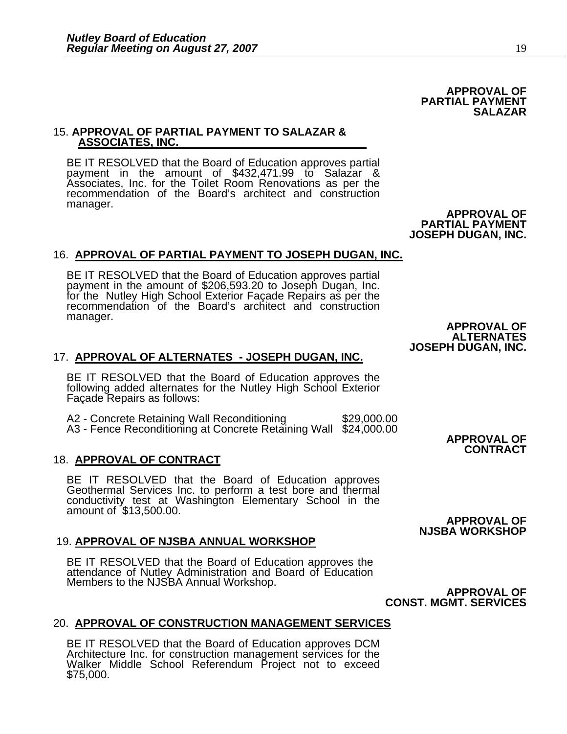**APPROVAL OF PARTIAL PAYMENT SALAZAR**

15. **APPROVAL OF PARTIAL PAYMENT TO SALAZAR & ASSOCIATES, INC.**

BE IT RESOLVED that the Board of Education approves partial payment in the amount of $432,471.99 to Salazar & Associates, Inc. for the Toilet Room Renovations as per the recommendation of the Board's architect and construction manager.

**APPROVAL OF PARTIAL PAYMENT JOSEPH DUGAN, INC.**

16. **APPROVAL OF PARTIAL PAYMENT TO JOSEPH DUGAN, INC.**

BE IT RESOLVED that the Board of Education approves partial payment in the amount of $206,593.20 to Joseph Dugan, Inc. for the Nutley High School Exterior Façade Repairs as per the recommendation of the Board's architect and construction manager.

**APPROVAL OF ALTERNATES JOSEPH DUGAN, INC.**

17. **APPROVAL OF ALTERNATES - JOSEPH DUGAN, INC.**

BE IT RESOLVED that the Board of Education approves the following added alternates for the Nutley High School Exterior Façade Repairs as follows:

| | |
|---|---|
| A2 - Concrete Retaining Wall Reconditioning | $29,000.00 |
| A3 - Fence Reconditioning at Concrete Retaining Wall | $24,000.00 |

**APPROVAL OF CONTRACT**

18. **APPROVAL OF CONTRACT**

BE IT RESOLVED that the Board of Education approves Geothermal Services Inc. to perform a test bore and thermal conductivity test at Washington Elementary School in the amount of $13,500.00.

**APPROVAL OF NJSBA WORKSHOP**

19. **APPROVAL OF NJSBA ANNUAL WORKSHOP**

BE IT RESOLVED that the Board of Education approves the attendance of Nutley Administration and Board of Education Members to the NJSBA Annual Workshop.

**APPROVAL OF CONST. MGMT. SERVICES**

20. **APPROVAL OF CONSTRUCTION MANAGEMENT SERVICES**

BE IT RESOLVED that the Board of Education approves DCM Architecture Inc. for construction management services for the Walker Middle School Referendum Project not to exceed $75,000.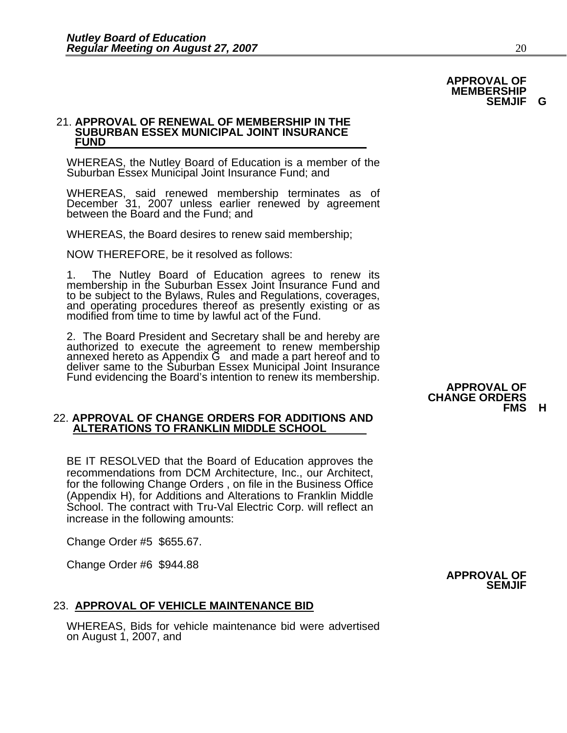**APPROVAL OF MEMBERSHIP SEMJIF G**

21. **APPROVAL OF RENEWAL OF MEMBERSHIP IN THE SUBURBAN ESSEX MUNICIPAL JOINT INSURANCE FUND**

WHEREAS, the Nutley Board of Education is a member of the Suburban Essex Municipal Joint Insurance Fund; and

WHEREAS, said renewed membership terminates as of December 31, 2007 unless earlier renewed by agreement between the Board and the Fund; and

WHEREAS, the Board desires to renew said membership;

NOW THEREFORE, be it resolved as follows:

1. The Nutley Board of Education agrees to renew its membership in the Suburban Essex Joint Insurance Fund and to be subject to the Bylaws, Rules and Regulations, coverages, and operating procedures thereof as presently existing or as modified from time to time by lawful act of the Fund.

2. The Board President and Secretary shall be and hereby are authorized to execute the agreement to renew membership annexed hereto as Appendix G and made a part hereof and to deliver same to the Suburban Essex Municipal Joint Insurance Fund evidencing the Board's intention to renew its membership.

**APPROVAL OF CHANGE ORDERS FMS H**

22. **APPROVAL OF CHANGE ORDERS FOR ADDITIONS AND ALTERATIONS TO FRANKLIN MIDDLE SCHOOL**

BE IT RESOLVED that the Board of Education approves the recommendations from DCM Architecture, Inc., our Architect, for the following Change Orders , on file in the Business Office (Appendix H), for Additions and Alterations to Franklin Middle School. The contract with Tru-Val Electric Corp. will reflect an increase in the following amounts:

Change Order #5 $655.67.

Change Order #6 $944.88

**APPROVAL OF SEMJIF**

23. **APPROVAL OF VEHICLE MAINTENANCE BID**

WHEREAS, Bids for vehicle maintenance bid were advertised on August 1, 2007, and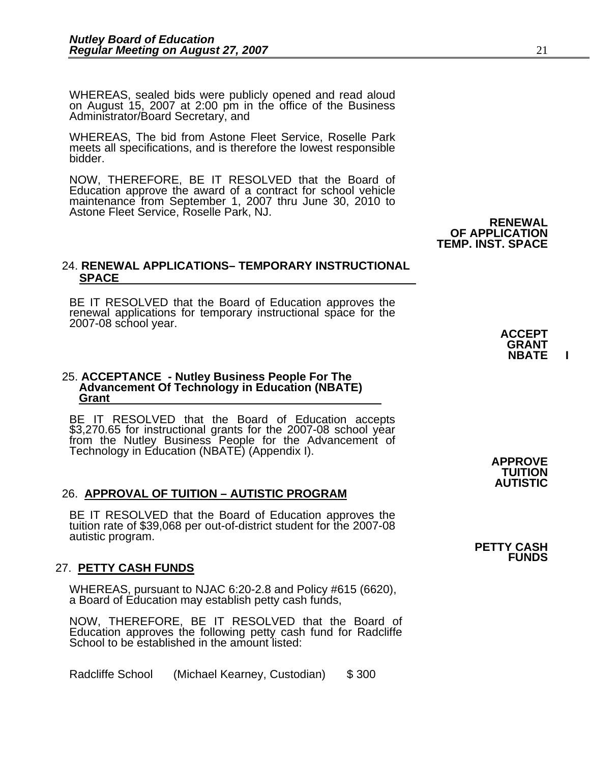WHEREAS, sealed bids were publicly opened and read aloud on August 15, 2007 at 2:00 pm in the office of the Business Administrator/Board Secretary, and

WHEREAS, The bid from Astone Fleet Service, Roselle Park meets all specifications, and is therefore the lowest responsible bidder.

NOW, THEREFORE, BE IT RESOLVED that the Board of Education approve the award of a contract for school vehicle maintenance from September 1, 2007 thru June 30, 2010 to Astone Fleet Service, Roselle Park, NJ.

**RENEWAL OF APPLICATION TEMP. INST. SPACE**

24. **RENEWAL APPLICATIONS– TEMPORARY INSTRUCTIONAL SPACE**

BE IT RESOLVED that the Board of Education approves the renewal applications for temporary instructional space for the 2007-08 school year.

**ACCEPT GRANT NBATE I**

25. **ACCEPTANCE - Nutley Business People For The Advancement Of Technology in Education (NBATE) Grant**

BE IT RESOLVED that the Board of Education accepts $3,270.65 for instructional grants for the 2007-08 school year from the Nutley Business People for the Advancement of Technology in Education (NBATE) (Appendix I).

**APPROVE TUITION AUTISTIC**

26. **APPROVAL OF TUITION – AUTISTIC PROGRAM**

BE IT RESOLVED that the Board of Education approves the tuition rate of $39,068 per out-of-district student for the 2007-08 autistic program.

**PETTY CASH FUNDS**

27. **PETTY CASH FUNDS**

WHEREAS, pursuant to NJAC 6:20-2.8 and Policy #615 (6620), a Board of Education may establish petty cash funds,

NOW, THEREFORE, BE IT RESOLVED that the Board of Education approves the following petty cash fund for Radcliffe School to be established in the amount listed:

| | | |
|---|---|---|
| Radcliffe School | (Michael Kearney, Custodian) | $ 300 |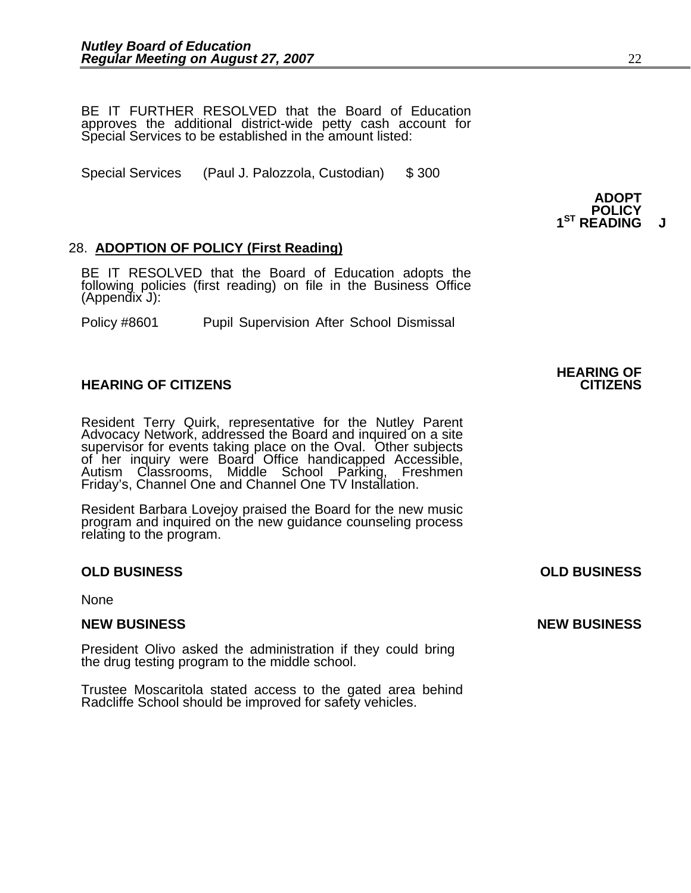BE IT FURTHER RESOLVED that the Board of Education approves the additional district-wide petty cash account for Special Services to be established in the amount listed:

Special Services (Paul J. Palozzola, Custodian) $ 300

**ADOPT POLICY 1ST READING J**

28. **ADOPTION OF POLICY (First Reading)**

BE IT RESOLVED that the Board of Education adopts the following policies (first reading) on file in the Business Office (Appendix J):

Policy #8601 Pupil Supervision After School Dismissal

**HEARING OF CITIZENS**

Resident Terry Quirk, representative for the Nutley Parent Advocacy Network, addressed the Board and inquired on a site supervisor for events taking place on the Oval. Other subjects of her inquiry were Board Office handicapped Accessible, Autism Classrooms, Middle School Parking, Freshmen Friday's, Channel One and Channel One TV Installation.

Resident Barbara Lovejoy praised the Board for the new music program and inquired on the new guidance counseling process relating to the program.

**OLD BUSINESS**

None

**NEW BUSINESS**

President Olivo asked the administration if they could bring the drug testing program to the middle school.

Trustee Moscaritola stated access to the gated area behind Radcliffe School should be improved for safety vehicles.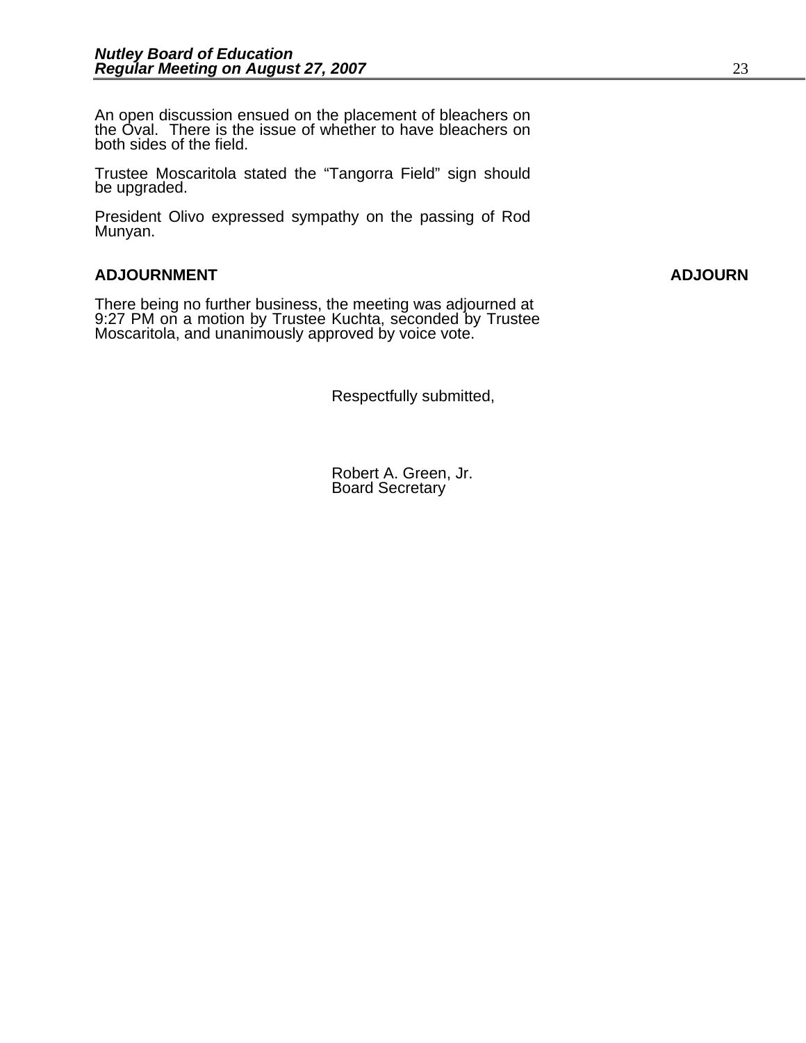An open discussion ensued on the placement of bleachers on the Oval. There is the issue of whether to have bleachers on both sides of the field.

Trustee Moscaritola stated the "Tangorra Field" sign should be upgraded.

President Olivo expressed sympathy on the passing of Rod Munyan.

**ADJOURNMENT** **ADJOURN**

There being no further business, the meeting was adjourned at 9:27 PM on a motion by Trustee Kuchta, seconded by Trustee Moscaritola, and unanimously approved by voice vote.

Respectfully submitted,

Robert A. Green, Jr.
Board Secretary